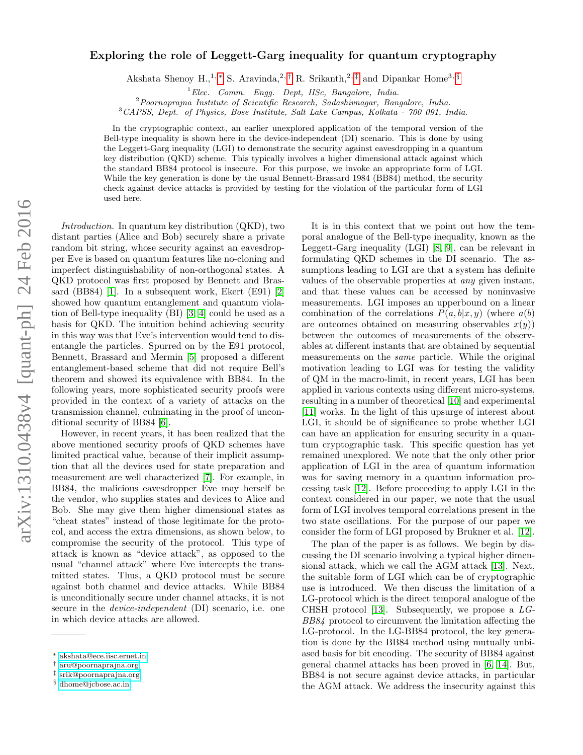# Exploring the role of Leggett-Garg inequality for quantum cryptography

Akshata Shenoy H.,[1,*] S. Aravinda,[2,†] R. Srikanth,[2,‡] and Dipankar Home[3,§]

[1]*Elec. Comm. Engg. Dept, IISc, Bangalore, India.*
[2]*Poornaprajna Institute of Scientific Research, Sadashivnagar, Bangalore, India.*
[3]*CAPSS, Dept. of Physics, Bose Institute, Salt Lake Campus, Kolkata - 700 091, India.*

In the cryptographic context, an earlier unexplored application of the temporal version of the Bell-type inequality is shown here in the device-independent (DI) scenario. This is done by using the Leggett-Garg inequality (LGI) to demonstrate the security against eavesdropping in a quantum key distribution (QKD) scheme. This typically involves a higher dimensional attack against which the standard BB84 protocol is insecure. For this purpose, we invoke an appropriate form of LGI. While the key generation is done by the usual Bennett-Brassard 1984 (BB84) method, the security check against device attacks is provided by testing for the violation of the particular form of LGI used here.

*Introduction.* In quantum key distribution (QKD), two distant parties (Alice and Bob) securely share a private random bit string, whose security against an eavesdropper Eve is based on quantum features like no-cloning and imperfect distinguishability of non-orthogonal states. A QKD protocol was first proposed by Bennett and Brassard (BB84) [1]. In a subsequent work, Ekert (E91) [2] showed how quantum entanglement and quantum violation of Bell-type inequality (BI) [3, 4] could be used as a basis for QKD. The intuition behind achieving security in this way was that Eve's intervention would tend to disentangle the particles. Spurred on by the E91 protocol, Bennett, Brassard and Mermin [5] proposed a different entanglement-based scheme that did not require Bell's theorem and showed its equivalence with BB84. In the following years, more sophisticated security proofs were provided in the context of a variety of attacks on the transmission channel, culminating in the proof of unconditional security of BB84 [6].

However, in recent years, it has been realized that the above mentioned security proofs of QKD schemes have limited practical value, because of their implicit assumption that all the devices used for state preparation and measurement are well characterized [7]. For example, in BB84, the malicious eavesdropper Eve may herself be the vendor, who supplies states and devices to Alice and Bob. She may give them higher dimensional states as "cheat states" instead of those legitimate for the protocol, and access the extra dimensions, as shown below, to compromise the security of the protocol. This type of attack is known as "device attack", as opposed to the usual "channel attack" where Eve intercepts the transmitted states. Thus, a QKD protocol must be secure against both channel and device attacks. While BB84 is unconditionally secure under channel attacks, it is not secure in the *device-independent* (DI) scenario, i.e. one in which device attacks are allowed.

It is in this context that we point out how the temporal analogue of the Bell-type inequality, known as the Leggett-Garg inequality (LGI) [8, 9], can be relevant in formulating QKD schemes in the DI scenario. The assumptions leading to LGI are that a system has definite values of the observable properties at *any* given instant, and that these values can be accessed by noninvasive measurements. LGI imposes an upperbound on a linear combination of the correlations $P(a, b|x, y)$ (where $a(b)$ are outcomes obtained on measuring observables $x(y)$) between the outcomes of measurements of the observables at different instants that are obtained by sequential measurements on the *same* particle. While the original motivation leading to LGI was for testing the validity of QM in the macro-limit, in recent years, LGI has been applied in various contexts using different micro-systems, resulting in a number of theoretical [10] and experimental [11] works. In the light of this upsurge of interest about LGI, it should be of significance to probe whether LGI can have an application for ensuring security in a quantum cryptographic task. This specific question has yet remained unexplored. We note that the only other prior application of LGI in the area of quantum information was for saving memory in a quantum information processing task [12]. Before proceeding to apply LGI in the context considered in our paper, we note that the usual form of LGI involves temporal correlations present in the two state oscillations. For the purpose of our paper we consider the form of LGI proposed by Brukner et al. [12].

The plan of the paper is as follows. We begin by discussing the DI scenario involving a typical higher dimensional attack, which we call the AGM attack [13]. Next, the suitable form of LGI which can be of cryptographic use is introduced. We then discuss the limitation of a LG-protocol which is the direct temporal analogue of the CHSH protocol [13]. Subsequently, we propose a *LG-BB84* protocol to circumvent the limitation affecting the LG-protocol. In the LG-BB84 protocol, the key generation is done by the BB84 method using mutually unbiased basis for bit encoding. The security of BB84 against general channel attacks has been proved in [6, 14]. But, BB84 is not secure against device attacks, in particular the AGM attack. We address the insecurity against this

* akshata@ece.iisc.ernet.in
† aru@poornaprajna.org
‡ srik@poornaprajna.org
§ dhome@jcbose.ac.in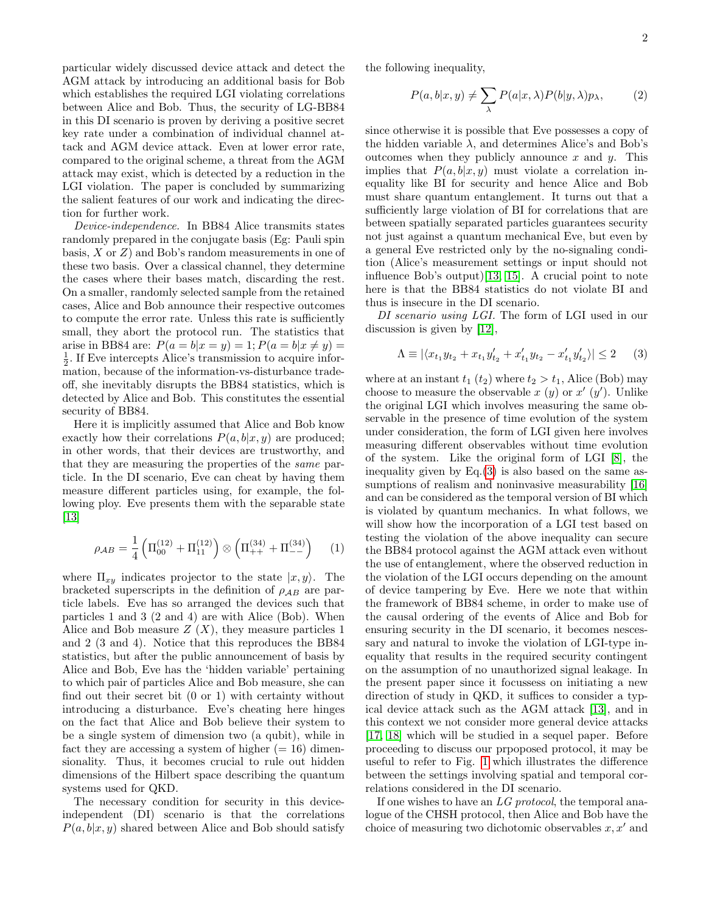particular widely discussed device attack and detect the AGM attack by introducing an additional basis for Bob which establishes the required LGI violating correlations between Alice and Bob. Thus, the security of LG-BB84 in this DI scenario is proven by deriving a positive secret key rate under a combination of individual channel attack and AGM device attack. Even at lower error rate, compared to the original scheme, a threat from the AGM attack may exist, which is detected by a reduction in the LGI violation. The paper is concluded by summarizing the salient features of our work and indicating the direction for further work.

*Device-independence.* In BB84 Alice transmits states randomly prepared in the conjugate basis (Eg: Pauli spin basis, $X$ or $Z$) and Bob's random measurements in one of these two basis. Over a classical channel, they determine the cases where their bases match, discarding the rest. On a smaller, randomly selected sample from the retained cases, Alice and Bob announce their respective outcomes to compute the error rate. Unless this rate is sufficiently small, they abort the protocol run. The statistics that arise in BB84 are: $P(a=b|x=y)=1; P(a=b|x\neq y)=\frac{1}{2}$. If Eve intercepts Alice's transmission to acquire information, because of the information-vs-disturbance tradeoff, she inevitably disrupts the BB84 statistics, which is detected by Alice and Bob. This constitutes the essential security of BB84.

Here it is implicitly assumed that Alice and Bob know exactly how their correlations $P(a,b|x,y)$ are produced; in other words, that their devices are trustworthy, and that they are measuring the properties of the *same* particle. In the DI scenario, Eve can cheat by having them measure different particles using, for example, the following ploy. Eve presents them with the separable state [13]

$$\rho_{AB} = \frac{1}{4}\left(\Pi^{(12)}_{00} + \Pi^{(12)}_{11}\right) \otimes \left(\Pi^{(34)}_{++} + \Pi^{(34)}_{--}\right) \qquad (1)$$

where $\Pi_{xy}$ indicates projector to the state $|x,y\rangle$. The bracketed superscripts in the definition of $\rho_{AB}$ are particle labels. Eve has so arranged the devices such that particles 1 and 3 (2 and 4) are with Alice (Bob). When Alice and Bob measure $Z$ ($X$), they measure particles 1 and 2 (3 and 4). Notice that this reproduces the BB84 statistics, but after the public announcement of basis by Alice and Bob, Eve has the 'hidden variable' pertaining to which pair of particles Alice and Bob measure, she can find out their secret bit (0 or 1) with certainty without introducing a disturbance. Eve's cheating here hinges on the fact that Alice and Bob believe their system to be a single system of dimension two (a qubit), while in fact they are accessing a system of higher ($=16$) dimensionality. Thus, it becomes crucial to rule out hidden dimensions of the Hilbert space describing the quantum systems used for QKD.

The necessary condition for security in this device-independent (DI) scenario is that the correlations $P(a,b|x,y)$ shared between Alice and Bob should satisfy the following inequality,

$$P(a,b|x,y) \neq \sum_\lambda P(a|x,\lambda)P(b|y,\lambda)p_\lambda, \qquad (2)$$

since otherwise it is possible that Eve possesses a copy of the hidden variable $\lambda$, and determines Alice's and Bob's outcomes when they publicly announce $x$ and $y$. This implies that $P(a,b|x,y)$ must violate a correlation inequality like BI for security and hence Alice and Bob must share quantum entanglement. It turns out that a sufficiently large violation of BI for correlations that are between spatially separated particles guarantees security not just against a quantum mechanical Eve, but even by a general Eve restricted only by the no-signaling condition (Alice's measurement settings or input should not influence Bob's output)[13, 15]. A crucial point to note here is that the BB84 statistics do not violate BI and thus is insecure in the DI scenario.

*DI scenario using LGI.* The form of LGI used in our discussion is given by [12],

$$\Lambda \equiv |\langle x_{t_1}y_{t_2} + x_{t_1}y'_{t_2} + x'_{t_1}y_{t_2} - x'_{t_1}y'_{t_2}\rangle| \leq 2 \qquad (3)$$

where at an instant $t_1$ ($t_2$) where $t_2 > t_1$, Alice (Bob) may choose to measure the observable $x$ ($y$) or $x'$ ($y'$). Unlike the original LGI which involves measuring the same observable in the presence of time evolution of the system under consideration, the form of LGI given here involves measuring different observables without time evolution of the system. Like the original form of LGI [8], the inequality given by Eq.(3) is also based on the same assumptions of realism and noninvasive measurability [16] and can be considered as the temporal version of BI which is violated by quantum mechanics. In what follows, we will show how the incorporation of a LGI test based on testing the violation of the above inequality can secure the BB84 protocol against the AGM attack even without the use of entanglement, where the observed reduction in the violation of the LGI occurs depending on the amount of device tampering by Eve. Here we note that within the framework of BB84 scheme, in order to make use of the causal ordering of the events of Alice and Bob for ensuring security in the DI scenario, it becomes nescessary and natural to invoke the violation of LGI-type inequality that results in the required security contingent on the assumption of no unauthorized signal leakage. In the present paper since it focussess on initiating a new direction of study in QKD, it suffices to consider a typical device attack such as the AGM attack [13], and in this context we not consider more general device attacks [17, 18] which will be studied in a sequel paper. Before proceeding to discuss our prpoposed protocol, it may be useful to refer to Fig. 1 which illustrates the difference between the settings involving spatial and temporal correlations considered in the DI scenario.

If one wishes to have an *LG protocol*, the temporal analogue of the CHSH protocol, then Alice and Bob have the choice of measuring two dichotomic observables $x, x'$ and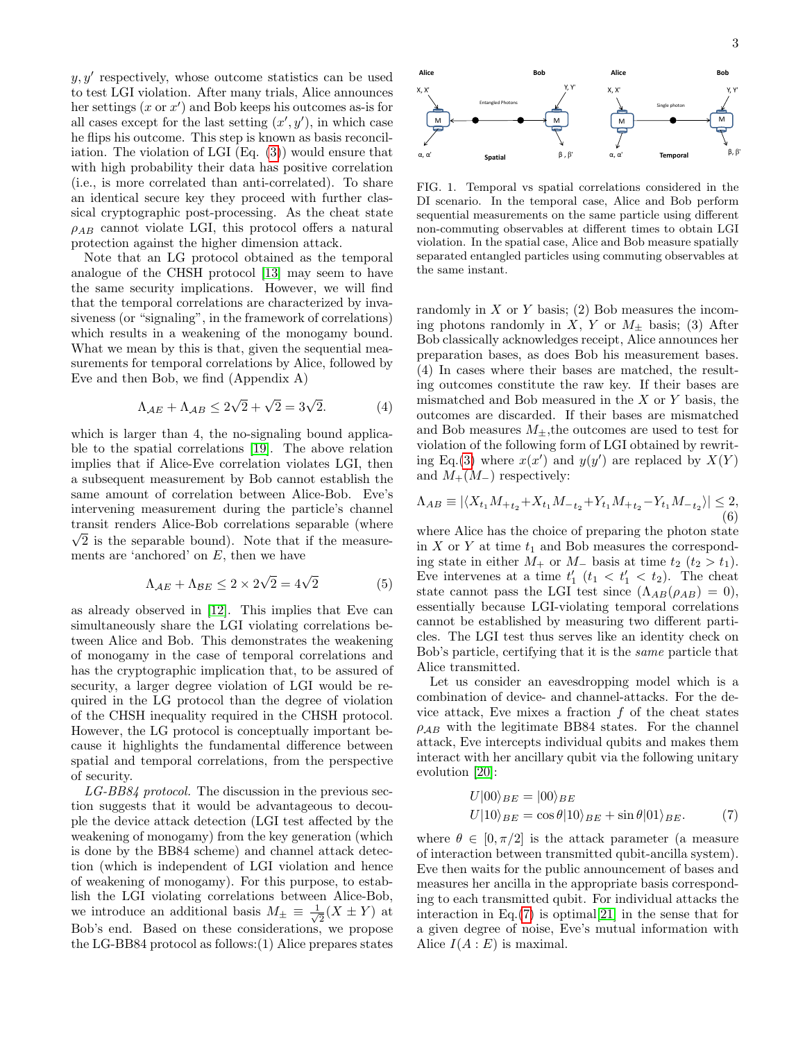$y, y'$ respectively, whose outcome statistics can be used to test LGI violation. After many trials, Alice announces her settings ($x$ or $x'$) and Bob keeps his outcomes as-is for all cases except for the last setting $(x', y')$, in which case he flips his outcome. This step is known as basis reconciliation. The violation of LGI (Eq. (3)) would ensure that with high probability their data has positive correlation (i.e., is more correlated than anti-correlated). To share an identical secure key they proceed with further classical cryptographic post-processing. As the cheat state $\rho_{AB}$ cannot violate LGI, this protocol offers a natural protection against the higher dimension attack.

Note that an LG protocol obtained as the temporal analogue of the CHSH protocol [13] may seem to have the same security implications. However, we will find that the temporal correlations are characterized by invasiveness (or "signaling", in the framework of correlations) which results in a weakening of the monogamy bound. What we mean by this is that, given the sequential measurements for temporal correlations by Alice, followed by Eve and then Bob, we find (Appendix A)

$$\Lambda_{\mathcal{A}E} + \Lambda_{\mathcal{A}B} \leq 2\sqrt{2} + \sqrt{2} = 3\sqrt{2}. \tag{4}$$

which is larger than 4, the no-signaling bound applicable to the spatial correlations [19]. The above relation implies that if Alice-Eve correlation violates LGI, then a subsequent measurement by Bob cannot establish the same amount of correlation between Alice-Bob. Eve's intervening measurement during the particle's channel transit renders Alice-Bob correlations separable (where $\sqrt{2}$ is the separable bound). Note that if the measurements are 'anchored' on $E$, then we have

$$\Lambda_{\mathcal{A}E} + \Lambda_{\mathcal{B}E} \leq 2 \times 2\sqrt{2} = 4\sqrt{2} \tag{5}$$

as already observed in [12]. This implies that Eve can simultaneously share the LGI violating correlations between Alice and Bob. This demonstrates the weakening of monogamy in the case of temporal correlations and has the cryptographic implication that, to be assured of security, a larger degree violation of LGI would be required in the LG protocol than the degree of violation of the CHSH inequality required in the CHSH protocol. However, the LG protocol is conceptually important because it highlights the fundamental difference between spatial and temporal correlations, from the perspective of security.

*LG-BB84 protocol.* The discussion in the previous section suggests that it would be advantageous to decouple the device attack detection (LGI test affected by the weakening of monogamy) from the key generation (which is done by the BB84 scheme) and channel attack detection (which is independent of LGI violation and hence of weakening of monogamy). For this purpose, to establish the LGI violating correlations between Alice-Bob, we introduce an additional basis $M_{\pm} \equiv \frac{1}{\sqrt{2}}(X \pm Y)$ at Bob's end. Based on these considerations, we propose the LG-BB84 protocol as follows:(1) Alice prepares states randomly in $X$ or $Y$ basis; (2) Bob measures the incoming photons randomly in $X$, $Y$ or $M_{\pm}$ basis; (3) After Bob classically acknowledges receipt, Alice announces her preparation bases, as does Bob his measurement bases. (4) In cases where their bases are matched, the resulting outcomes constitute the raw key. If their bases are mismatched and Bob measured in the $X$ or $Y$ basis, the outcomes are discarded. If their bases are mismatched and Bob measures $M_{\pm}$,the outcomes are used to test for violation of the following form of LGI obtained by rewriting Eq.(3) where $x(x')$ and $y(y')$ are replaced by $X(Y)$ and $M_{+}(M_{-})$ respectively:

FIG. 1. Temporal vs spatial correlations considered in the DI scenario. In the temporal case, Alice and Bob perform sequential measurements on the same particle using different non-commuting observables at different times to obtain LGI violation. In the spatial case, Alice and Bob measure spatially separated entangled particles using commuting observables at the same instant.

$$\Lambda_{AB} \equiv |\langle X_{t_1} M_{+_{t_2}} + X_{t_1} M_{-_{t_2}} + Y_{t_1} M_{+_{t_2}} - Y_{t_1} M_{-_{t_2}} \rangle| \leq 2, \tag{6}$$

where Alice has the choice of preparing the photon state in $X$ or $Y$ at time $t_1$ and Bob measures the corresponding state in either $M_{+}$ or $M_{-}$ basis at time $t_2$ ($t_2 > t_1$). Eve intervenes at a time $t_1'$ ($t_1 < t_1' < t_2$). The cheat state cannot pass the LGI test since ($\Lambda_{AB}(\rho_{AB}) = 0$), essentially because LGI-violating temporal correlations cannot be established by measuring two different particles. The LGI test thus serves like an identity check on Bob's particle, certifying that it is the *same* particle that Alice transmitted.

Let us consider an eavesdropping model which is a combination of device- and channel-attacks. For the device attack, Eve mixes a fraction $f$ of the cheat states $\rho_{\mathcal{AB}}$ with the legitimate BB84 states. For the channel attack, Eve intercepts individual qubits and makes them interact with her ancillary qubit via the following unitary evolution [20]:

$$\begin{aligned} U|00\rangle_{BE} &= |00\rangle_{BE} \\ U|10\rangle_{BE} &= \cos\theta|10\rangle_{BE} + \sin\theta|01\rangle_{BE}. \end{aligned} \tag{7}$$

where $\theta \in [0, \pi/2]$ is the attack parameter (a measure of interaction between transmitted qubit-ancilla system). Eve then waits for the public announcement of bases and measures her ancilla in the appropriate basis corresponding to each transmitted qubit. For individual attacks the interaction in Eq.(7) is optimal[21] in the sense that for a given degree of noise, Eve's mutual information with Alice $I(A:E)$ is maximal.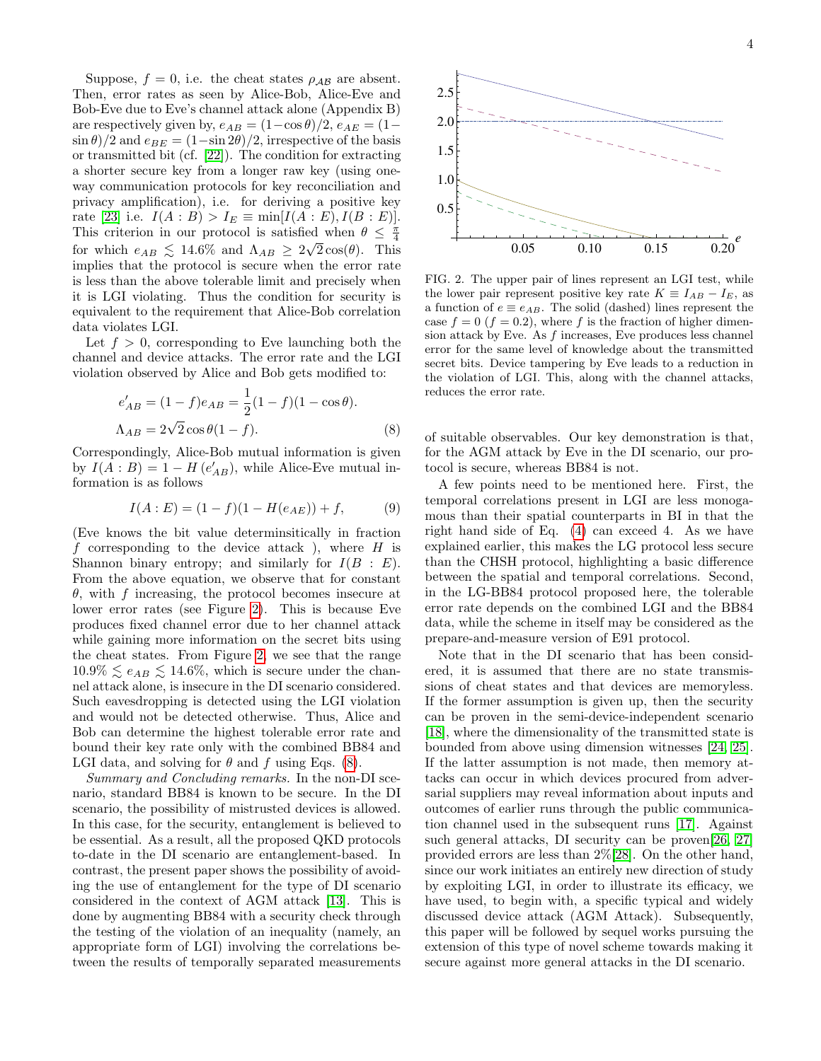Suppose, $f = 0$, i.e. the cheat states $\rho_{\mathcal{AB}}$ are absent. Then, error rates as seen by Alice-Bob, Alice-Eve and Bob-Eve due to Eve's channel attack alone (Appendix B) are respectively given by, $e_{AB} = (1-\cos\theta)/2$, $e_{AE} = (1-\sin\theta)/2$ and $e_{BE} = (1-\sin 2\theta)/2$, irrespective of the basis or transmitted bit (cf. [22]). The condition for extracting a shorter secure key from a longer raw key (using one-way communication protocols for key reconciliation and privacy amplification), i.e. for deriving a positive key rate [23] i.e. $I(A:B) > I_E \equiv \min[I(A:E), I(B:E)]$. This criterion in our protocol is satisfied when $\theta \leq \frac{\pi}{4}$ for which $e_{AB} \lesssim 14.6\%$ and $\Lambda_{AB} \geq 2\sqrt{2}\cos(\theta)$. This implies that the protocol is secure when the error rate is less than the above tolerable limit and precisely when it is LGI violating. Thus the condition for security is equivalent to the requirement that Alice-Bob correlation data violates LGI.

Let $f > 0$, corresponding to Eve launching both the channel and device attacks. The error rate and the LGI violation observed by Alice and Bob gets modified to:

$$e'_{AB} = (1-f)e_{AB} = \frac{1}{2}(1-f)(1-\cos\theta).$$
$$\Lambda_{AB} = 2\sqrt{2}\cos\theta(1-f). \qquad (8)$$

Correspondingly, Alice-Bob mutual information is given by $I(A:B) = 1 - H(e'_{AB})$, while Alice-Eve mutual information is as follows

$$I(A:E) = (1-f)(1 - H(e_{AE})) + f, \qquad (9)$$

(Eve knows the bit value determinsitically in fraction $f$ corresponding to the device attack ), where $H$ is Shannon binary entropy; and similarly for $I(B:E)$. From the above equation, we observe that for constant $\theta$, with $f$ increasing, the protocol becomes insecure at lower error rates (see Figure 2). This is because Eve produces fixed channel error due to her channel attack while gaining more information on the secret bits using the cheat states. From Figure 2, we see that the range $10.9\% \lesssim e_{AB} \lesssim 14.6\%$, which is secure under the channel attack alone, is insecure in the DI scenario considered. Such eavesdropping is detected using the LGI violation and would not be detected otherwise. Thus, Alice and Bob can determine the highest tolerable error rate and bound their key rate only with the combined BB84 and LGI data, and solving for $\theta$ and $f$ using Eqs. (8).

*Summary and Concluding remarks.* In the non-DI scenario, standard BB84 is known to be secure. In the DI scenario, the possibility of mistrusted devices is allowed. In this case, for the security, entanglement is believed to be essential. As a result, all the proposed QKD protocols to-date in the DI scenario are entanglement-based. In contrast, the present paper shows the possibility of avoiding the use of entanglement for the type of DI scenario considered in the context of AGM attack [13]. This is done by augmenting BB84 with a security check through the testing of the violation of an inequality (namely, an appropriate form of LGI) involving the correlations between the results of temporally separated measurements

FIG. 2. The upper pair of lines represent an LGI test, while the lower pair represent positive key rate $K \equiv I_{AB} - I_E$, as a function of $e \equiv e_{AB}$. The solid (dashed) lines represent the case $f = 0$ ($f = 0.2$), where $f$ is the fraction of higher dimension attack by Eve. As $f$ increases, Eve produces less channel error for the same level of knowledge about the transmitted secret bits. Device tampering by Eve leads to a reduction in the violation of LGI. This, along with the channel attacks, reduces the error rate.

of suitable observables. Our key demonstration is that, for the AGM attack by Eve in the DI scenario, our protocol is secure, whereas BB84 is not.

A few points need to be mentioned here. First, the temporal correlations present in LGI are less monogamous than their spatial counterparts in BI in that the right hand side of Eq. (4) can exceed 4. As we have explained earlier, this makes the LG protocol less secure than the CHSH protocol, highlighting a basic difference between the spatial and temporal correlations. Second, in the LG-BB84 protocol proposed here, the tolerable error rate depends on the combined LGI and the BB84 data, while the scheme in itself may be considered as the prepare-and-measure version of E91 protocol.

Note that in the DI scenario that has been considered, it is assumed that there are no state transmissions of cheat states and that devices are memoryless. If the former assumption is given up, then the security can be proven in the semi-device-independent scenario [18], where the dimensionality of the transmitted state is bounded from above using dimension witnesses [24, 25]. If the latter assumption is not made, then memory attacks can occur in which devices procured from adversarial suppliers may reveal information about inputs and outcomes of earlier runs through the public communication channel used in the subsequent runs [17]. Against such general attacks, DI security can be proven[26, 27] provided errors are less than 2%[28]. On the other hand, since our work initiates an entirely new direction of study by exploiting LGI, in order to illustrate its efficacy, we have used, to begin with, a specific typical and widely discussed device attack (AGM Attack). Subsequently, this paper will be followed by sequel works pursuing the extension of this type of novel scheme towards making it secure against more general attacks in the DI scenario.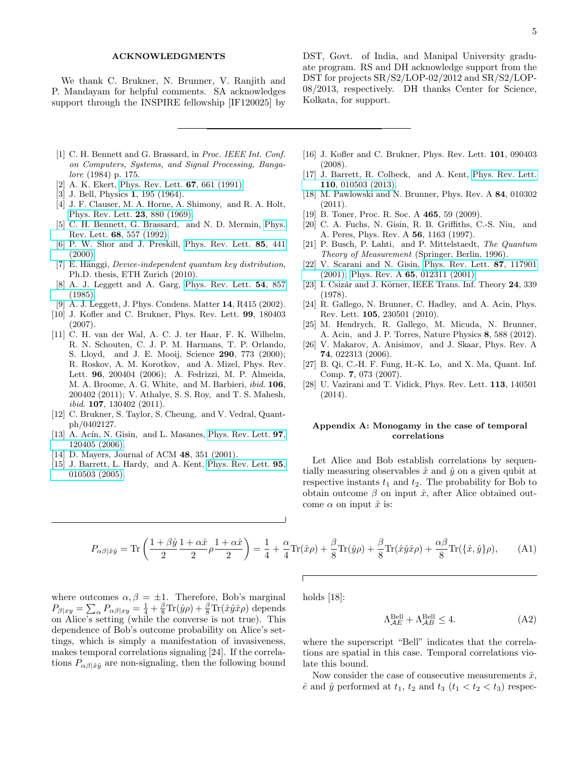## ACKNOWLEDGMENTS

We thank C. Brukner, N. Brunner, V. Ranjith and P. Mandayam for helpful comments. SA acknowledges support through the INSPIRE fellowship [IF120025] by DST, Govt. of India, and Manipal University graduate program. RS and DH acknowledge support from the DST for projects SR/S2/LOP-02/2012 and SR/S2/LOP-08/2013, respectively. DH thanks Center for Science, Kolkata, for support.

---

[1] C. H. Bennett and G. Brassard, in *Proc. IEEE Int. Conf. on Computers, Systems, and Signal Processing, Bangalore* (1984) p. 175.

[2] A. K. Ekert, Phys. Rev. Lett. **67**, 661 (1991).

[3] J. Bell, Physics **1**, 195 (1964).

[4] J. F. Clauser, M. A. Horne, A. Shimony, and R. A. Holt, Phys. Rev. Lett. **23**, 880 (1969).

[5] C. H. Bennett, G. Brassard, and N. D. Mermin, Phys. Rev. Lett. **68**, 557 (1992).

[6] P. W. Shor and J. Preskill, Phys. Rev. Lett. **85**, 441 (2000).

[7] E. Hänggi, *Device-independent quantum key distribution*, Ph.D. thesis, ETH Zurich (2010).

[8] A. J. Leggett and A. Garg, Phys. Rev. Lett. **54**, 857 (1985).

[9] A. J. Leggett, J. Phys. Condens. Matter **14**, R415 (2002).

[10] J. Kofler and C. Brukner, Phys. Rev. Lett. **99**, 180403 (2007).

[11] C. H. van der Wal, A. C. J. ter Haar, F. K. Wilhelm, R. N. Schouten, C. J. P. M. Harmans, T. P. Orlando, S. Lloyd, and J. E. Mooij, Science **290**, 773 (2000); R. Roskov, A. M. Korotkov, and A. Mizel, Phys. Rev. Lett. **96**, 200404 (2006); A. Fedrizzi, M. P. Almeida, M. A. Broome, A. G. White, and M. Barbieri, *ibid.* **106**, 200402 (2011); V. Athalye, S. S. Roy, and T. S. Mahesh, *ibid.* **107**, 130402 (2011).

[12] C. Brukner, S. Taylor, S. Cheung, and V. Vedral, Quant-ph/0402127.

[13] A. Acín, N. Gisin, and L. Masanes, Phys. Rev. Lett. **97**, 120405 (2006).

[14] D. Mayers, Journal of ACM **48**, 351 (2001).

[15] J. Barrett, L. Hardy, and A. Kent, Phys. Rev. Lett. **95**, 010503 (2005).

[16] J. Kofler and C. Brukner, Phys. Rev. Lett. **101**, 090403 (2008).

[17] J. Barrett, R. Colbeck, and A. Kent, Phys. Rev. Lett. **110**, 010503 (2013).

[18] M. Pawlowski and N. Brunner, Phys. Rev. A **84**, 010302 (2011).

[19] B. Toner, Proc. R. Soc. A **465**, 59 (2009).

[20] C. A. Fuchs, N. Gisin, R. B. Griffiths, C.-S. Niu, and A. Peres, Phys. Rev. A **56**, 1163 (1997).

[21] P. Busch, P. Lahti, and P. Mittelstaedt, *The Quantum Theory of Measurement* (Springer, Berlin, 1996).

[22] V. Scarani and N. Gisin, Phys. Rev. Lett. **87**, 117901 (2001); Phys. Rev. A **65**, 012311 (2001).

[23] I. Csizár and J. Körner, IEEE Trans. Inf. Theory **24**, 339 (1978).

[24] R. Gallego, N. Brunner, C. Hadley, and A. Acin, Phys. Rev. Lett. **105**, 230501 (2010).

[25] M. Hendrych, R. Gallego, M. Micuda, N. Brunner, A. Acin, and J. P. Torres, Nature Physics **8**, 588 (2012).

[26] V. Makarov, A. Anisimov, and J. Skaar, Phys. Rev. A **74**, 022313 (2006).

[27] B. Qi, C.-H. F. Fung, H.-K. Lo, and X. Ma, Quant. Inf. Comp. **7**, 073 (2007).

[28] U. Vazirani and T. Vidick, Phys. Rev. Lett. **113**, 140501 (2014).

## Appendix A: Monogamy in the case of temporal correlations

Let Alice and Bob establish correlations by sequentially measuring observables $\hat{x}$ and $\hat{y}$ on a given qubit at respective instants $t_1$ and $t_2$. The probability for Bob to obtain outcome $\beta$ on input $\hat{x}$, after Alice obtained outcome $\alpha$ on input $\hat{x}$ is:

$$P_{\alpha\beta|\hat{x}\hat{y}} = \mathrm{Tr}\left(\frac{1+\beta\hat{y}}{2}\frac{1+\alpha\hat{x}}{2}\rho\frac{1+\alpha\hat{x}}{2}\right) = \frac{1}{4} + \frac{\alpha}{4}\mathrm{Tr}(\hat{x}\rho) + \frac{\beta}{8}\mathrm{Tr}(\hat{y}\rho) + \frac{\beta}{8}\mathrm{Tr}(\hat{x}\hat{y}\hat{x}\rho) + \frac{\alpha\beta}{8}\mathrm{Tr}(\{\hat{x},\hat{y}\}\rho), \tag{A1}$$

where outcomes $\alpha, \beta = \pm 1$. Therefore, Bob's marginal $P_{\beta|xy} = \sum_\alpha P_{\alpha\beta|xy} = \frac{1}{4} + \frac{\beta}{8}\mathrm{Tr}(\hat{y}\rho) + \frac{\beta}{8}\mathrm{Tr}(\hat{x}\hat{y}\hat{x}\rho)$ depends on Alice's setting (while the converse is not true). This dependence of Bob's outcome probability on Alice's settings, which is simply a manifestation of invasiveness, makes temporal correlations signaling [24]. If the correlations $P_{\alpha\beta|\hat{x}\hat{y}}$ are non-signaling, then the following bound holds [18]:

$$\Lambda^{\rm Bell}_{\mathcal{A}E} + \Lambda^{\rm Bell}_{\mathcal{A}B} \leq 4. \tag{A2}$$

where the superscript "Bell" indicates that the correlations are spatial in this case. Temporal correlations violate this bound.

Now consider the case of consecutive measurements $\hat{x}$, $\hat{e}$ and $\hat{y}$ performed at $t_1$, $t_2$ and $t_3$ ($t_1 < t_2 < t_3$) respec-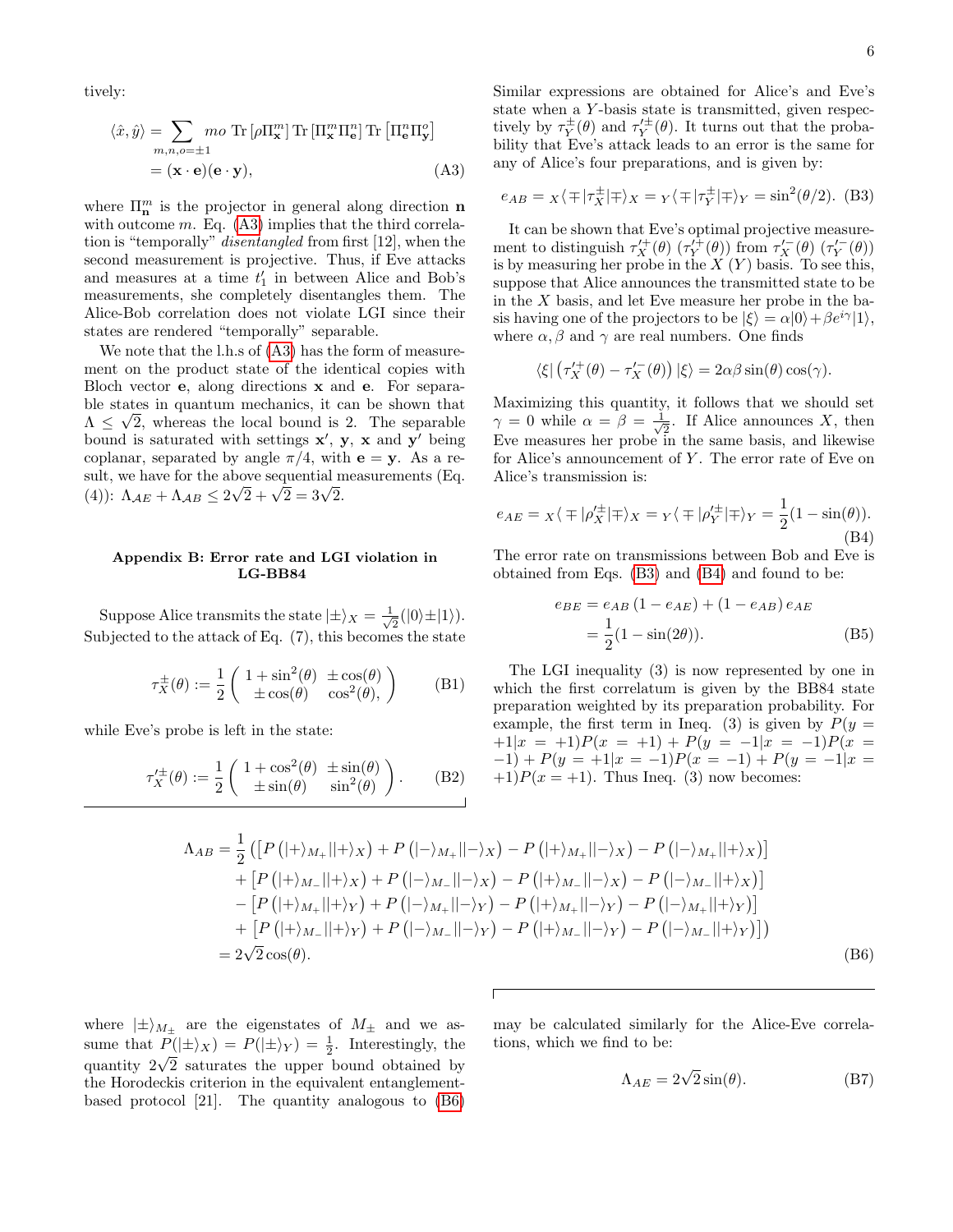tively:

$$\langle \hat{x}, \hat{y} \rangle = \sum_{m,n,o=\pm 1} mo \; \text{Tr}\left[\rho \Pi^m_{\mathbf{x}}\right] \text{Tr}\left[\Pi^m_{\mathbf{x}} \Pi^n_{\mathbf{e}}\right] \text{Tr}\left[\Pi^n_{\mathbf{e}} \Pi^o_{\mathbf{y}}\right]$$
$$= (\mathbf{x} \cdot \mathbf{e})(\mathbf{e} \cdot \mathbf{y}), \tag{A3}$$

where $\Pi^m_{\mathbf{n}}$ is the projector in general along direction $\mathbf{n}$ with outcome $m$. Eq. (A3) implies that the third correlation is "temporally" *disentangled* from first [12], when the second measurement is projective. Thus, if Eve attacks and measures at a time $t_1'$ in between Alice and Bob's measurements, she completely disentangles them. The Alice-Bob correlation does not violate LGI since their states are rendered "temporally" separable.

We note that the l.h.s of (A3) has the form of measurement on the product state of the identical copies with Bloch vector $\mathbf{e}$, along directions $\mathbf{x}$ and $\mathbf{e}$. For separable states in quantum mechanics, it can be shown that $\Lambda \leq \sqrt{2}$, whereas the local bound is 2. The separable bound is saturated with settings $\mathbf{x}'$, $\mathbf{y}$, $\mathbf{x}$ and $\mathbf{y}'$ being coplanar, separated by angle $\pi/4$, with $\mathbf{e} = \mathbf{y}$. As a result, we have for the above sequential measurements (Eq. (4)): $\Lambda_{\mathcal{A}E} + \Lambda_{\mathcal{A}B} \leq 2\sqrt{2} + \sqrt{2} = 3\sqrt{2}$.

## Appendix B: Error rate and LGI violation in LG-BB84

Suppose Alice transmits the state $|\pm\rangle_X = \frac{1}{\sqrt{2}}(|0\rangle \pm |1\rangle)$. Subjected to the attack of Eq. (7), this becomes the state

$$\tau^{\pm}_X(\theta) := \frac{1}{2}\begin{pmatrix} 1 + \sin^2(\theta) & \pm\cos(\theta) \\ \pm\cos(\theta) & \cos^2(\theta), \end{pmatrix} \tag{B1}$$

while Eve's probe is left in the state:

$$\tau'^{\pm}_X(\theta) := \frac{1}{2}\begin{pmatrix} 1 + \cos^2(\theta) & \pm\sin(\theta) \\ \pm\sin(\theta) & \sin^2(\theta) \end{pmatrix}. \tag{B2}$$

Similar expressions are obtained for Alice's and Eve's state when a $Y$-basis state is transmitted, given respectively by $\tau^{\pm}_Y(\theta)$ and $\tau'^{\pm}_Y(\theta)$. It turns out that the probability that Eve's attack leads to an error is the same for any of Alice's four preparations, and is given by:

$$e_{AB} = {}_X\langle \mp|\tau^{\pm}_X|\mp\rangle_X = {}_Y\langle \mp|\tau^{\pm}_Y|\mp\rangle_Y = \sin^2(\theta/2). \tag{B3}$$

It can be shown that Eve's optimal projective measurement to distinguish $\tau'^{+}_X(\theta)$ $(\tau'^{+}_Y(\theta))$ from $\tau'^{-}_X(\theta)$ $(\tau'^{-}_Y(\theta))$ is by measuring her probe in the $X$ $(Y)$ basis. To see this, suppose that Alice announces the transmitted state to be in the $X$ basis, and let Eve measure her probe in the basis having one of the projectors to be $|\xi\rangle = \alpha|0\rangle + \beta e^{i\gamma}|1\rangle$, where $\alpha, \beta$ and $\gamma$ are real numbers. One finds

$$\langle\xi|\left(\tau'^{+}_X(\theta) - \tau'^{-}_X(\theta)\right)|\xi\rangle = 2\alpha\beta\sin(\theta)\cos(\gamma).$$

Maximizing this quantity, it follows that we should set $\gamma = 0$ while $\alpha = \beta = \frac{1}{\sqrt{2}}$. If Alice announces $X$, then Eve measures her probe in the same basis, and likewise for Alice's announcement of $Y$. The error rate of Eve on Alice's transmission is:

$$e_{AE} = {}_X\langle \mp|\rho'^{\pm}_X|\mp\rangle_X = {}_Y\langle \mp|\rho'^{\pm}_Y|\mp\rangle_Y = \frac{1}{2}(1 - \sin(\theta)). \tag{B4}$$

The error rate on transmissions between Bob and Eve is obtained from Eqs. (B3) and (B4) and found to be:

$$e_{BE} = e_{AB}\left(1 - e_{AE}\right) + \left(1 - e_{AB}\right)e_{AE}$$
$$= \frac{1}{2}(1 - \sin(2\theta)). \tag{B5}$$

The LGI inequality (3) is now represented by one in which the first correlatum is given by the BB84 state preparation weighted by its preparation probability. For example, the first term in Ineq. (3) is given by $P(y = +1|x = +1)P(x = +1) + P(y = -1|x = -1)P(x = -1) + P(y = +1|x = -1)P(x = -1) + P(y = -1|x = +1)P(x = +1)$. Thus Ineq. (3) now becomes:

$$\begin{aligned}
\Lambda_{AB} = \frac{1}{2}\Big( &\left[P\left(|+\rangle_{M_+}||+\rangle_X\right) + P\left(|-\rangle_{M_+}||-\rangle_X\right) - P\left(|+\rangle_{M_+}||-\rangle_X\right) - P\left(|-\rangle_{M_+}||+\rangle_X\right)\right] \\
&+ \left[P\left(|+\rangle_{M_-}||+\rangle_X\right) + P\left(|-\rangle_{M_-}||-\rangle_X\right) - P\left(|+\rangle_{M_-}||-\rangle_X\right) - P\left(|-\rangle_{M_-}||+\rangle_X\right)\right] \\
&- \left[P\left(|+\rangle_{M_+}||+\rangle_Y\right) + P\left(|-\rangle_{M_+}||-\rangle_Y\right) - P\left(|+\rangle_{M_+}||-\rangle_Y\right) - P\left(|-\rangle_{M_+}||+\rangle_Y\right)\right] \\
&+ \left[P\left(|+\rangle_{M_-}||+\rangle_Y\right) + P\left(|-\rangle_{M_-}||-\rangle_Y\right) - P\left(|+\rangle_{M_-}||-\rangle_Y\right) - P\left(|-\rangle_{M_-}||+\rangle_Y\right)\right]\Big) \\
= 2&\sqrt{2}\cos(\theta).
\end{aligned} \tag{B6}$$

where $|\pm\rangle_{M_\pm}$ are the eigenstates of $M_\pm$ and we assume that $P(|\pm\rangle_X) = P(|\pm\rangle_Y) = \frac{1}{2}$. Interestingly, the quantity $2\sqrt{2}$ saturates the upper bound obtained by the Horodeckis criterion in the equivalent entanglement-based protocol [21]. The quantity analogous to (B6) may be calculated similarly for the Alice-Eve correlations, which we find to be:

$$\Lambda_{AE} = 2\sqrt{2}\sin(\theta). \tag{B7}$$